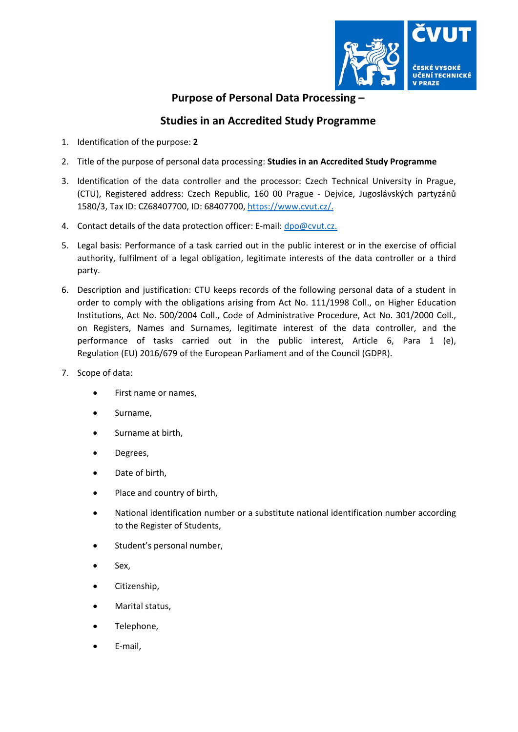# Purpose of Personal Data Processing –

# Studies in an Accredited Study Programme

1. Identification of the purpose: **2**

2. Title of the purpose of personal data processing: **Studies in an Accredited Study Programme**

3. Identification of the data controller and the processor: Czech Technical University in Prague, (CTU), Registered address: Czech Republic, 160 00 Prague - Dejvice, Jugoslávských partyzánů 1580/3, Tax ID: CZ68407700, ID: 68407700, [https://www.cvut.cz/.](https://www.cvut.cz/)

4. Contact details of the data protection officer: E-mail: [dpo@cvut.cz.](mailto:dpo@cvut.cz)

5. Legal basis: Performance of a task carried out in the public interest or in the exercise of official authority, fulfilment of a legal obligation, legitimate interests of the data controller or a third party.

6. Description and justification: CTU keeps records of the following personal data of a student in order to comply with the obligations arising from Act No. 111/1998 Coll., on Higher Education Institutions, Act No. 500/2004 Coll., Code of Administrative Procedure, Act No. 301/2000 Coll., on Registers, Names and Surnames, legitimate interest of the data controller, and the performance of tasks carried out in the public interest, Article 6, Para 1 (e), Regulation (EU) 2016/679 of the European Parliament and of the Council (GDPR).

7. Scope of data:

    - First name or names,
    - Surname,
    - Surname at birth,
    - Degrees,
    - Date of birth,
    - Place and country of birth,
    - National identification number or a substitute national identification number according to the Register of Students,
    - Student's personal number,
    - Sex,
    - Citizenship,
    - Marital status,
    - Telephone,
    - E-mail,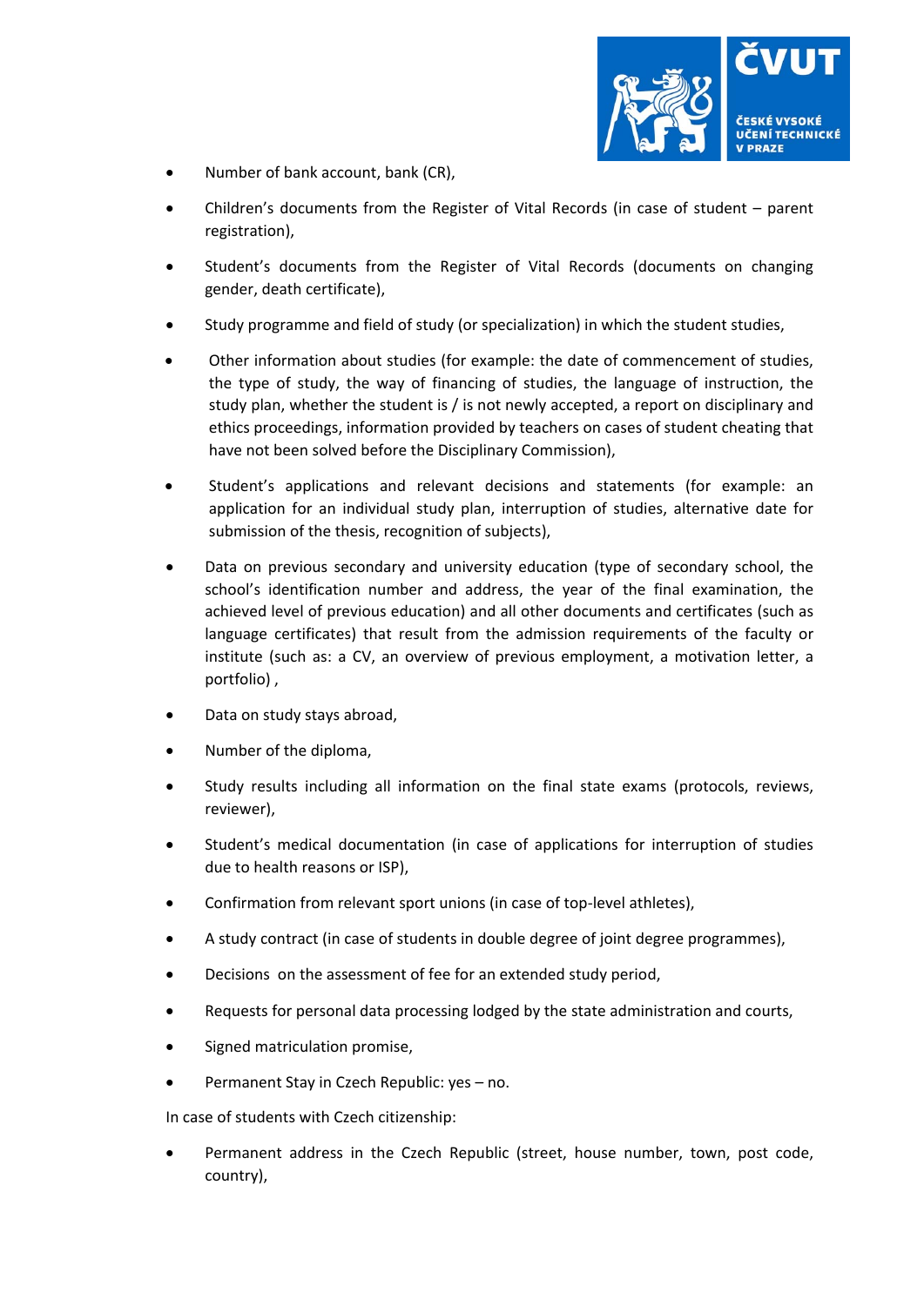- Number of bank account, bank (CR),
- Children's documents from the Register of Vital Records (in case of student – parent registration),
- Student's documents from the Register of Vital Records (documents on changing gender, death certificate),
- Study programme and field of study (or specialization) in which the student studies,
- Other information about studies (for example: the date of commencement of studies, the type of study, the way of financing of studies, the language of instruction, the study plan, whether the student is / is not newly accepted, a report on disciplinary and ethics proceedings, information provided by teachers on cases of student cheating that have not been solved before the Disciplinary Commission),
- Student's applications and relevant decisions and statements (for example: an application for an individual study plan, interruption of studies, alternative date for submission of the thesis, recognition of subjects),
- Data on previous secondary and university education (type of secondary school, the school's identification number and address, the year of the final examination, the achieved level of previous education) and all other documents and certificates (such as language certificates) that result from the admission requirements of the faculty or institute (such as: a CV, an overview of previous employment, a motivation letter, a portfolio) ,
- Data on study stays abroad,
- Number of the diploma,
- Study results including all information on the final state exams (protocols, reviews, reviewer),
- Student's medical documentation (in case of applications for interruption of studies due to health reasons or ISP),
- Confirmation from relevant sport unions (in case of top-level athletes),
- A study contract (in case of students in double degree of joint degree programmes),
- Decisions on the assessment of fee for an extended study period,
- Requests for personal data processing lodged by the state administration and courts,
- Signed matriculation promise,
- Permanent Stay in Czech Republic: yes – no.

In case of students with Czech citizenship:

- Permanent address in the Czech Republic (street, house number, town, post code, country),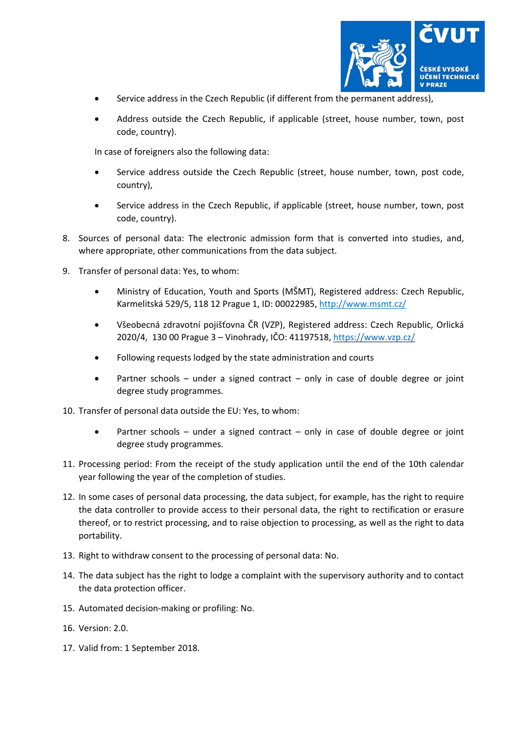- Service address in the Czech Republic (if different from the permanent address),
- Address outside the Czech Republic, if applicable (street, house number, town, post code, country).

In case of foreigners also the following data:

- Service address outside the Czech Republic (street, house number, town, post code, country),
- Service address in the Czech Republic, if applicable (street, house number, town, post code, country).

8. Sources of personal data: The electronic admission form that is converted into studies, and, where appropriate, other communications from the data subject.
9. Transfer of personal data: Yes, to whom:
   - Ministry of Education, Youth and Sports (MŠMT), Registered address: Czech Republic, Karmelitská 529/5, 118 12 Prague 1, ID: 00022985, http://www.msmt.cz/
   - Všeobecná zdravotní pojišťovna ČR (VZP), Registered address: Czech Republic, Orlická 2020/4, 130 00 Prague 3 – Vinohrady, IČO: 41197518, https://www.vzp.cz/
   - Following requests lodged by the state administration and courts
   - Partner schools – under a signed contract – only in case of double degree or joint degree study programmes.
10. Transfer of personal data outside the EU: Yes, to whom:
    - Partner schools – under a signed contract – only in case of double degree or joint degree study programmes.
11. Processing period: From the receipt of the study application until the end of the 10th calendar year following the year of the completion of studies.
12. In some cases of personal data processing, the data subject, for example, has the right to require the data controller to provide access to their personal data, the right to rectification or erasure thereof, or to restrict processing, and to raise objection to processing, as well as the right to data portability.
13. Right to withdraw consent to the processing of personal data: No.
14. The data subject has the right to lodge a complaint with the supervisory authority and to contact the data protection officer.
15. Automated decision-making or profiling: No.
16. Version: 2.0.
17. Valid from: 1 September 2018.